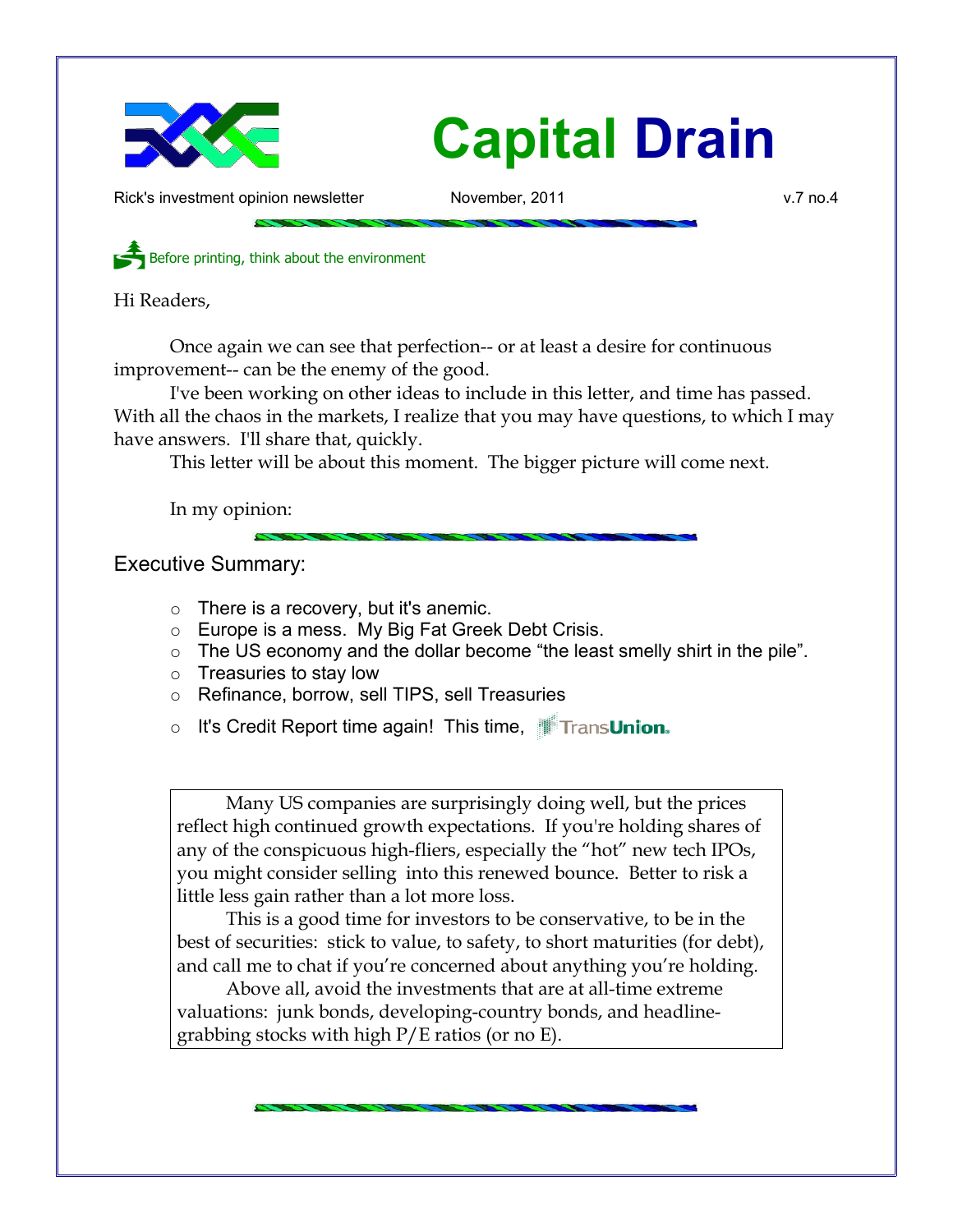# Capital Drain

Rick's investment opinion newsletter | November, 2011 | v.7 no.4

Before printing, think about the environment

Hi Readers,

Once again we can see that perfection-- or at least a desire for continuous improvement-- can be the enemy of the good.

I've been working on other ideas to include in this letter, and time has passed. With all the chaos in the markets, I realize that you may have questions, to which I may have answers. I'll share that, quickly.

This letter will be about this moment. The bigger picture will come next.

In my opinion:

## Executive Summary:

- There is a recovery, but it's anemic.
- Europe is a mess. My Big Fat Greek Debt Crisis.
- The US economy and the dollar become "the least smelly shirt in the pile".
- Treasuries to stay low
- Refinance, borrow, sell TIPS, sell Treasuries
- It's Credit Report time again! This time, TransUnion.

> Many US companies are surprisingly doing well, but the prices reflect high continued growth expectations. If you're holding shares of any of the conspicuous high-fliers, especially the "hot" new tech IPOs, you might consider selling into this renewed bounce. Better to risk a little less gain rather than a lot more loss.
>
> This is a good time for investors to be conservative, to be in the best of securities: stick to value, to safety, to short maturities (for debt), and call me to chat if you're concerned about anything you're holding.
>
> Above all, avoid the investments that are at all-time extreme valuations: junk bonds, developing-country bonds, and headline-grabbing stocks with high P/E ratios (or no E).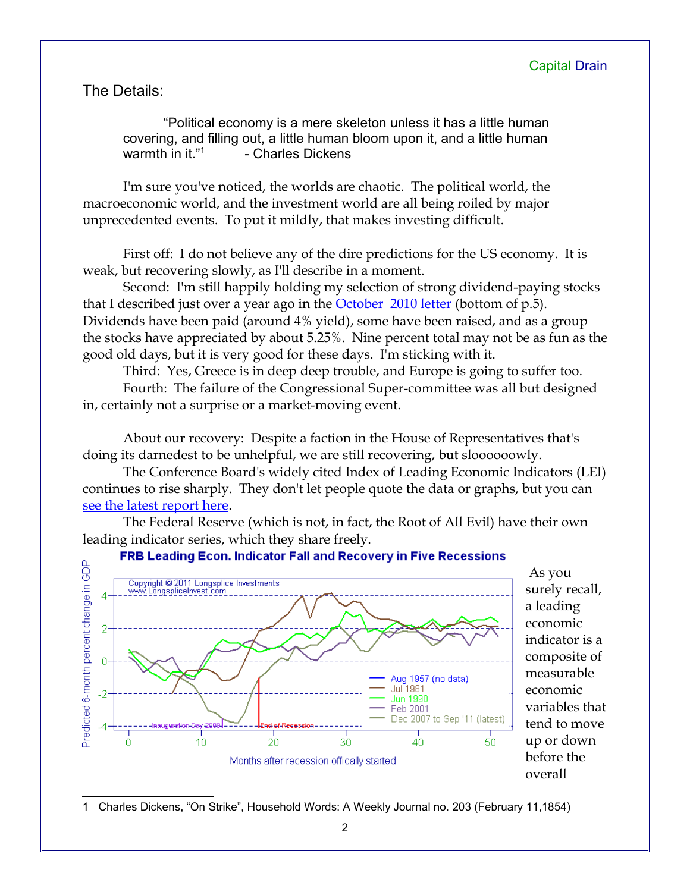## The Details:

> "Political economy is a mere skeleton unless it has a little human covering, and filling out, a little human bloom upon it, and a little human warmth in it."[1] - Charles Dickens

I'm sure you've noticed, the worlds are chaotic. The political world, the macroeconomic world, and the investment world are all being roiled by major unprecedented events. To put it mildly, that makes investing difficult.

First off: I do not believe any of the dire predictions for the US economy. It is weak, but recovering slowly, as I'll describe in a moment.

Second: I'm still happily holding my selection of strong dividend-paying stocks that I described just over a year ago in the October 2010 letter (bottom of p.5). Dividends have been paid (around 4% yield), some have been raised, and as a group the stocks have appreciated by about 5.25%. Nine percent total may not be as fun as the good old days, but it is very good for these days. I'm sticking with it.

Third: Yes, Greece is in deep deep trouble, and Europe is going to suffer too.

Fourth: The failure of the Congressional Super-committee was all but designed in, certainly not a surprise or a market-moving event.

About our recovery: Despite a faction in the House of Representatives that's doing its darnedest to be unhelpful, we are still recovering, but sloooooowly.

The Conference Board's widely cited Index of Leading Economic Indicators (LEI) continues to rise sharply. They don't let people quote the data or graphs, but you can see the latest report here.

The Federal Reserve (which is not, in fact, the Root of All Evil) have their own leading indicator series, which they share freely.

**FRB Leading Econ. Indicator Fall and Recovery in Five Recessions**

As you surely recall, a leading economic indicator is a composite of measurable economic variables that tend to move up or down before the overall

---

1 Charles Dickens, "On Strike", Household Words: A Weekly Journal no. 203 (February 11,1854)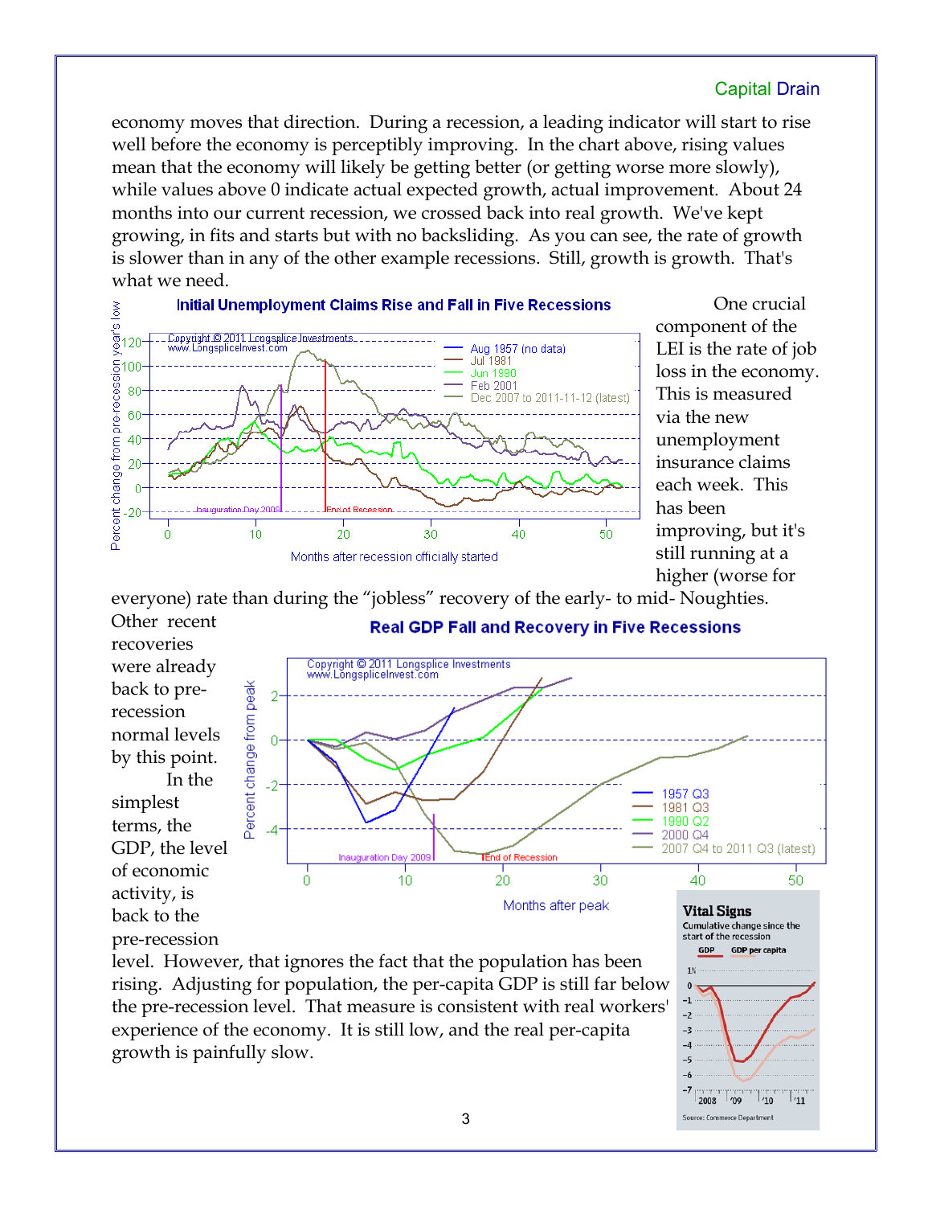economy moves that direction. During a recession, a leading indicator will start to rise well before the economy is perceptibly improving. In the chart above, rising values mean that the economy will likely be getting better (or getting worse more slowly), while values above 0 indicate actual expected growth, actual improvement. About 24 months into our current recession, we crossed back into real growth. We've kept growing, in fits and starts but with no backsliding. As you can see, the rate of growth is slower than in any of the other example recessions. Still, growth is growth. That's what we need.

One crucial component of the LEI is the rate of job loss in the economy. This is measured via the new unemployment insurance claims each week. This has been improving, but it's still running at a higher (worse for everyone) rate than during the "jobless" recovery of the early- to mid- Noughties.

Other recent recoveries were already back to pre-recession normal levels by this point.

In the simplest terms, the GDP, the level of economic activity, is back to the pre-recession level. However, that ignores the fact that the population has been rising. Adjusting for population, the per-capita GDP is still far below the pre-recession level. That measure is consistent with real workers' experience of the economy. It is still low, and the real per-capita growth is painfully slow.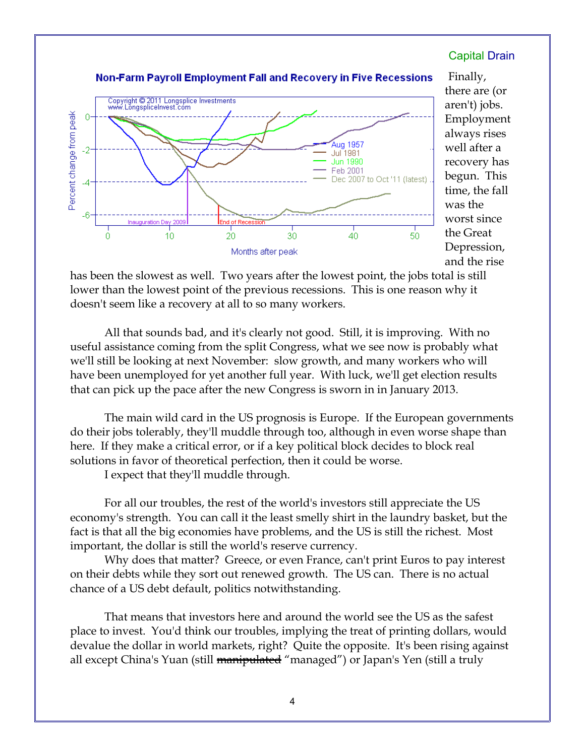Capital Drain

Finally, there are (or aren't) jobs. Employment always rises well after a recovery has begun. This time, the fall was the worst since the Great Depression, and the rise has been the slowest as well. Two years after the lowest point, the jobs total is still lower than the lowest point of the previous recessions. This is one reason why it doesn't seem like a recovery at all to so many workers.

All that sounds bad, and it's clearly not good. Still, it is improving. With no useful assistance coming from the split Congress, what we see now is probably what we'll still be looking at next November: slow growth, and many workers who will have been unemployed for yet another full year. With luck, we'll get election results that can pick up the pace after the new Congress is sworn in in January 2013.

The main wild card in the US prognosis is Europe. If the European governments do their jobs tolerably, they'll muddle through too, although in even worse shape than here. If they make a critical error, or if a key political block decides to block real solutions in favor of theoretical perfection, then it could be worse.

I expect that they'll muddle through.

For all our troubles, the rest of the world's investors still appreciate the US economy's strength. You can call it the least smelly shirt in the laundry basket, but the fact is that all the big economies have problems, and the US is still the richest. Most important, the dollar is still the world's reserve currency.

Why does that matter? Greece, or even France, can't print Euros to pay interest on their debts while they sort out renewed growth. The US can. There is no actual chance of a US debt default, politics notwithstanding.

That means that investors here and around the world see the US as the safest place to invest. You'd think our troubles, implying the treat of printing dollars, would devalue the dollar in world markets, right? Quite the opposite. It's been rising against all except China's Yuan (still ~~manipulated~~ "managed") or Japan's Yen (still a truly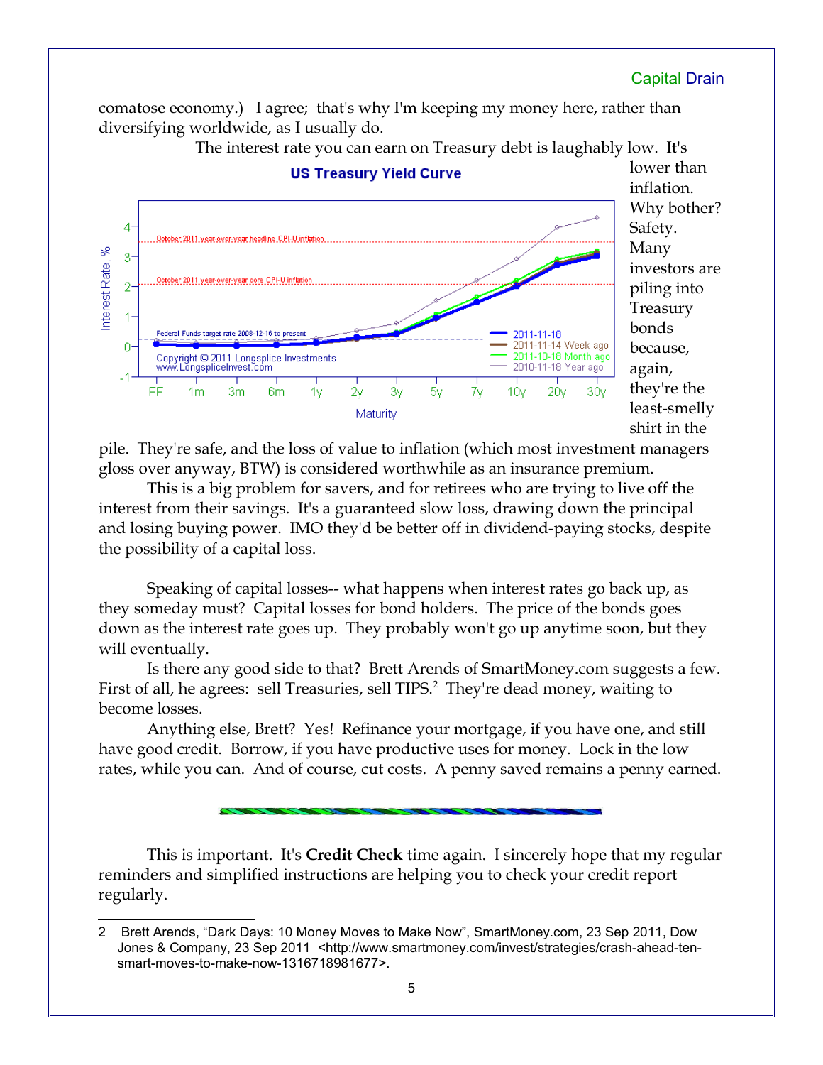comatose economy.) I agree; that's why I'm keeping my money here, rather than diversifying worldwide, as I usually do.

The interest rate you can earn on Treasury debt is laughably low. It's lower than inflation. Why bother? Safety. Many investors are piling into Treasury bonds because, again, they're the least-smelly shirt in the pile. They're safe, and the loss of value to inflation (which most investment managers gloss over anyway, BTW) is considered worthwhile as an insurance premium.

This is a big problem for savers, and for retirees who are trying to live off the interest from their savings. It's a guaranteed slow loss, drawing down the principal and losing buying power. IMO they'd be better off in dividend-paying stocks, despite the possibility of a capital loss.

Speaking of capital losses-- what happens when interest rates go back up, as they someday must? Capital losses for bond holders. The price of the bonds goes down as the interest rate goes up. They probably won't go up anytime soon, but they will eventually.

Is there any good side to that? Brett Arends of SmartMoney.com suggests a few. First of all, he agrees: sell Treasuries, sell TIPS.[2] They're dead money, waiting to become losses.

Anything else, Brett? Yes! Refinance your mortgage, if you have one, and still have good credit. Borrow, if you have productive uses for money. Lock in the low rates, while you can. And of course, cut costs. A penny saved remains a penny earned.

---

This is important. It's **Credit Check** time again. I sincerely hope that my regular reminders and simplified instructions are helping you to check your credit report regularly.

---

2 Brett Arends, “Dark Days: 10 Money Moves to Make Now”, SmartMoney.com, 23 Sep 2011, Dow Jones & Company, 23 Sep 2011 <http://www.smartmoney.com/invest/strategies/crash-ahead-ten-smart-moves-to-make-now-1316718981677>.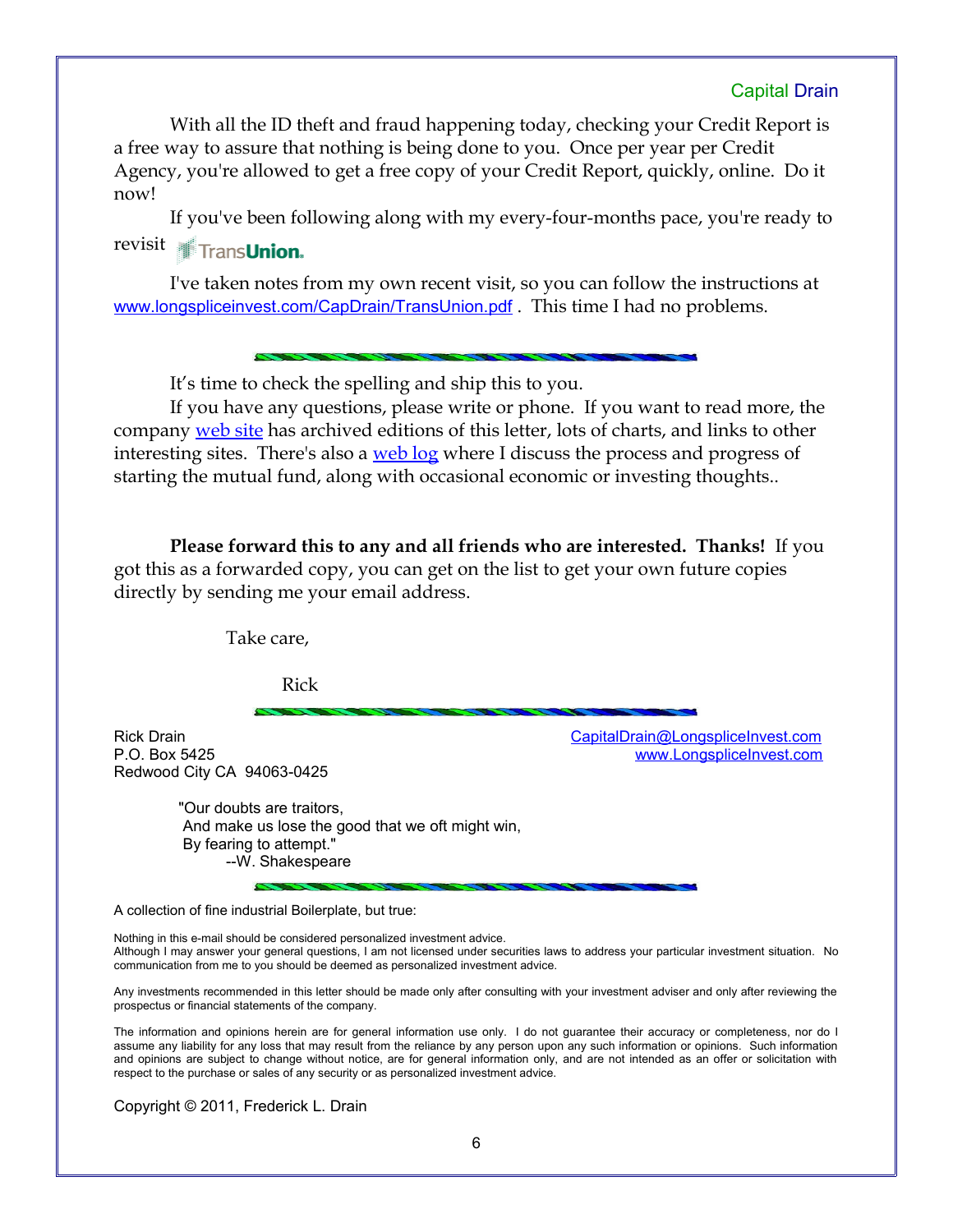With all the ID theft and fraud happening today, checking your Credit Report is a free way to assure that nothing is being done to you. Once per year per Credit Agency, you're allowed to get a free copy of your Credit Report, quickly, online. Do it now!

If you've been following along with my every-four-months pace, you're ready to revisit TransUnion.

I've taken notes from my own recent visit, so you can follow the instructions at www.longspliceinvest.com/CapDrain/TransUnion.pdf . This time I had no problems.

It's time to check the spelling and ship this to you.

If you have any questions, please write or phone. If you want to read more, the company web site has archived editions of this letter, lots of charts, and links to other interesting sites. There's also a web log where I discuss the process and progress of starting the mutual fund, along with occasional economic or investing thoughts..

**Please forward this to any and all friends who are interested. Thanks!** If you got this as a forwarded copy, you can get on the list to get your own future copies directly by sending me your email address.

Take care,

Rick

Rick Drain
P.O. Box 5425
Redwood City CA 94063-0425

CapitalDrain@LongspliceInvest.com
www.LongspliceInvest.com

"Our doubts are traitors,
And make us lose the good that we oft might win,
By fearing to attempt."
--W. Shakespeare

A collection of fine industrial Boilerplate, but true:

Nothing in this e-mail should be considered personalized investment advice.
Although I may answer your general questions, I am not licensed under securities laws to address your particular investment situation. No communication from me to you should be deemed as personalized investment advice.

Any investments recommended in this letter should be made only after consulting with your investment adviser and only after reviewing the prospectus or financial statements of the company.

The information and opinions herein are for general information use only. I do not guarantee their accuracy or completeness, nor do I assume any liability for any loss that may result from the reliance by any person upon any such information or opinions. Such information and opinions are subject to change without notice, are for general information only, and are not intended as an offer or solicitation with respect to the purchase or sales of any security or as personalized investment advice.

Copyright © 2011, Frederick L. Drain